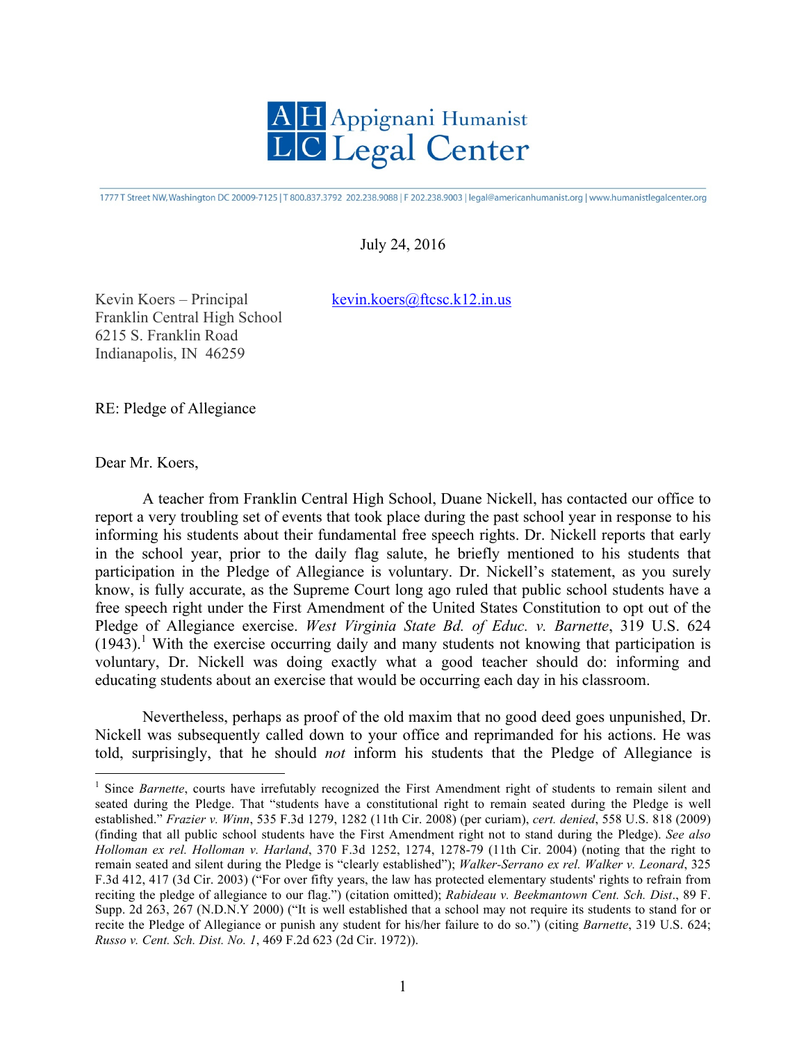# Appignani Humanist Legal Center

1777 T Street NW, Washington DC 20009-7125 | T 800.837.3792 202.238.9088 | F 202.238.9003 | legal@americanhumanist.org | www.humanistlegalcenter.org

July 24, 2016

Kevin Koers – Principal
Franklin Central High School
6215 S. Franklin Road
Indianapolis, IN 46259

kevin.koers@ftcsc.k12.in.us

RE: Pledge of Allegiance

Dear Mr. Koers,

A teacher from Franklin Central High School, Duane Nickell, has contacted our office to report a very troubling set of events that took place during the past school year in response to his informing his students about their fundamental free speech rights. Dr. Nickell reports that early in the school year, prior to the daily flag salute, he briefly mentioned to his students that participation in the Pledge of Allegiance is voluntary. Dr. Nickell's statement, as you surely know, is fully accurate, as the Supreme Court long ago ruled that public school students have a free speech right under the First Amendment of the United States Constitution to opt out of the Pledge of Allegiance exercise. *West Virginia State Bd. of Educ. v. Barnette*, 319 U.S. 624 (1943).[1] With the exercise occurring daily and many students not knowing that participation is voluntary, Dr. Nickell was doing exactly what a good teacher should do: informing and educating students about an exercise that would be occurring each day in his classroom.

Nevertheless, perhaps as proof of the old maxim that no good deed goes unpunished, Dr. Nickell was subsequently called down to your office and reprimanded for his actions. He was told, surprisingly, that he should *not* inform his students that the Pledge of Allegiance is

---

[1] Since *Barnette*, courts have irrefutably recognized the First Amendment right of students to remain silent and seated during the Pledge. That "students have a constitutional right to remain seated during the Pledge is well established." *Frazier v. Winn*, 535 F.3d 1279, 1282 (11th Cir. 2008) (per curiam), *cert. denied*, 558 U.S. 818 (2009) (finding that all public school students have the First Amendment right not to stand during the Pledge). *See also Holloman ex rel. Holloman v. Harland*, 370 F.3d 1252, 1274, 1278-79 (11th Cir. 2004) (noting that the right to remain seated and silent during the Pledge is "clearly established"); *Walker-Serrano ex rel. Walker v. Leonard*, 325 F.3d 412, 417 (3d Cir. 2003) ("For over fifty years, the law has protected elementary students' rights to refrain from reciting the pledge of allegiance to our flag.") (citation omitted); *Rabideau v. Beekmantown Cent. Sch. Dist*., 89 F. Supp. 2d 263, 267 (N.D.N.Y 2000) ("It is well established that a school may not require its students to stand for or recite the Pledge of Allegiance or punish any student for his/her failure to do so.") (citing *Barnette*, 319 U.S. 624; *Russo v. Cent. Sch. Dist. No. 1*, 469 F.2d 623 (2d Cir. 1972)).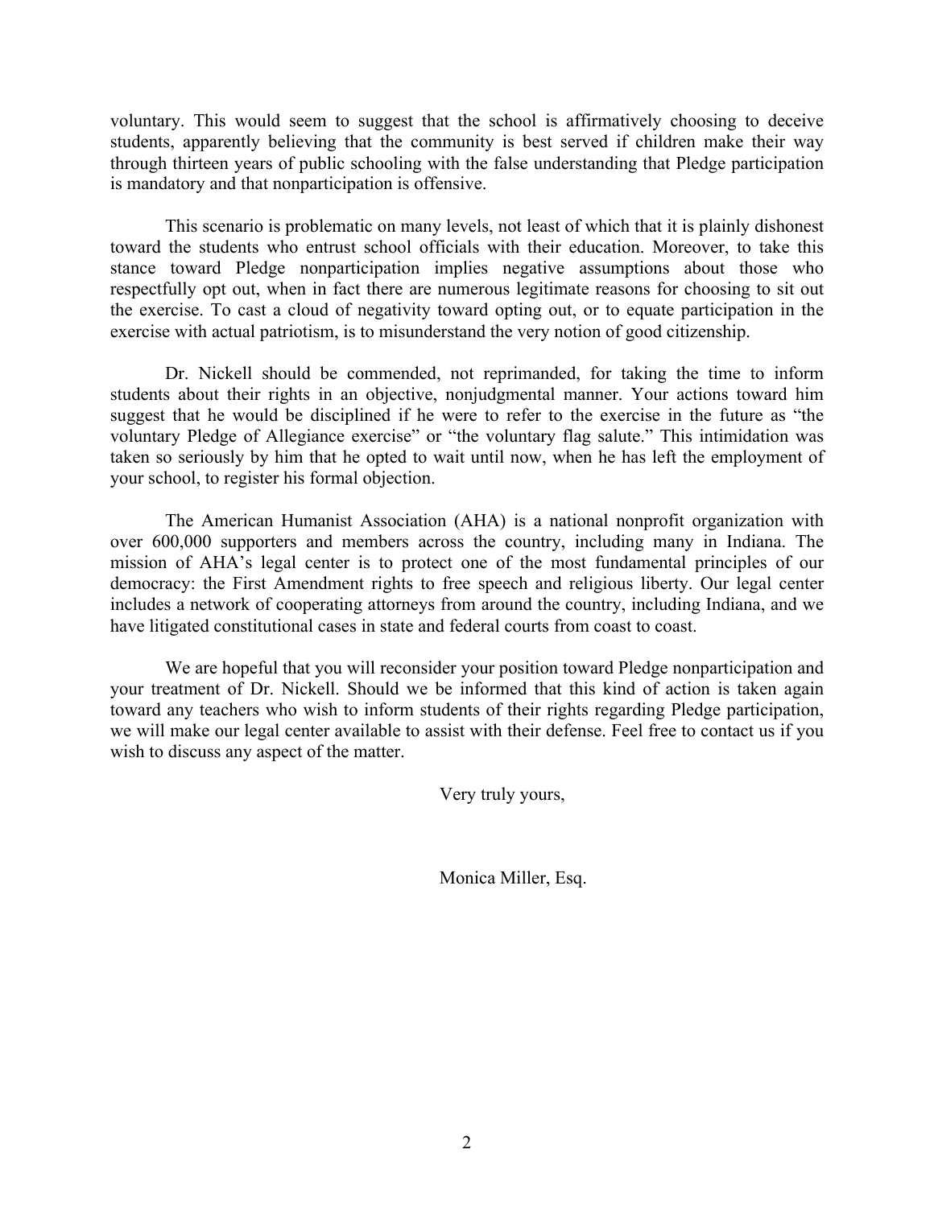voluntary. This would seem to suggest that the school is affirmatively choosing to deceive students, apparently believing that the community is best served if children make their way through thirteen years of public schooling with the false understanding that Pledge participation is mandatory and that nonparticipation is offensive.

This scenario is problematic on many levels, not least of which that it is plainly dishonest toward the students who entrust school officials with their education. Moreover, to take this stance toward Pledge nonparticipation implies negative assumptions about those who respectfully opt out, when in fact there are numerous legitimate reasons for choosing to sit out the exercise. To cast a cloud of negativity toward opting out, or to equate participation in the exercise with actual patriotism, is to misunderstand the very notion of good citizenship.

Dr. Nickell should be commended, not reprimanded, for taking the time to inform students about their rights in an objective, nonjudgmental manner. Your actions toward him suggest that he would be disciplined if he were to refer to the exercise in the future as "the voluntary Pledge of Allegiance exercise" or "the voluntary flag salute." This intimidation was taken so seriously by him that he opted to wait until now, when he has left the employment of your school, to register his formal objection.

The American Humanist Association (AHA) is a national nonprofit organization with over 600,000 supporters and members across the country, including many in Indiana. The mission of AHA's legal center is to protect one of the most fundamental principles of our democracy: the First Amendment rights to free speech and religious liberty. Our legal center includes a network of cooperating attorneys from around the country, including Indiana, and we have litigated constitutional cases in state and federal courts from coast to coast.

We are hopeful that you will reconsider your position toward Pledge nonparticipation and your treatment of Dr. Nickell. Should we be informed that this kind of action is taken again toward any teachers who wish to inform students of their rights regarding Pledge participation, we will make our legal center available to assist with their defense. Feel free to contact us if you wish to discuss any aspect of the matter.

Very truly yours,

Monica Miller, Esq.